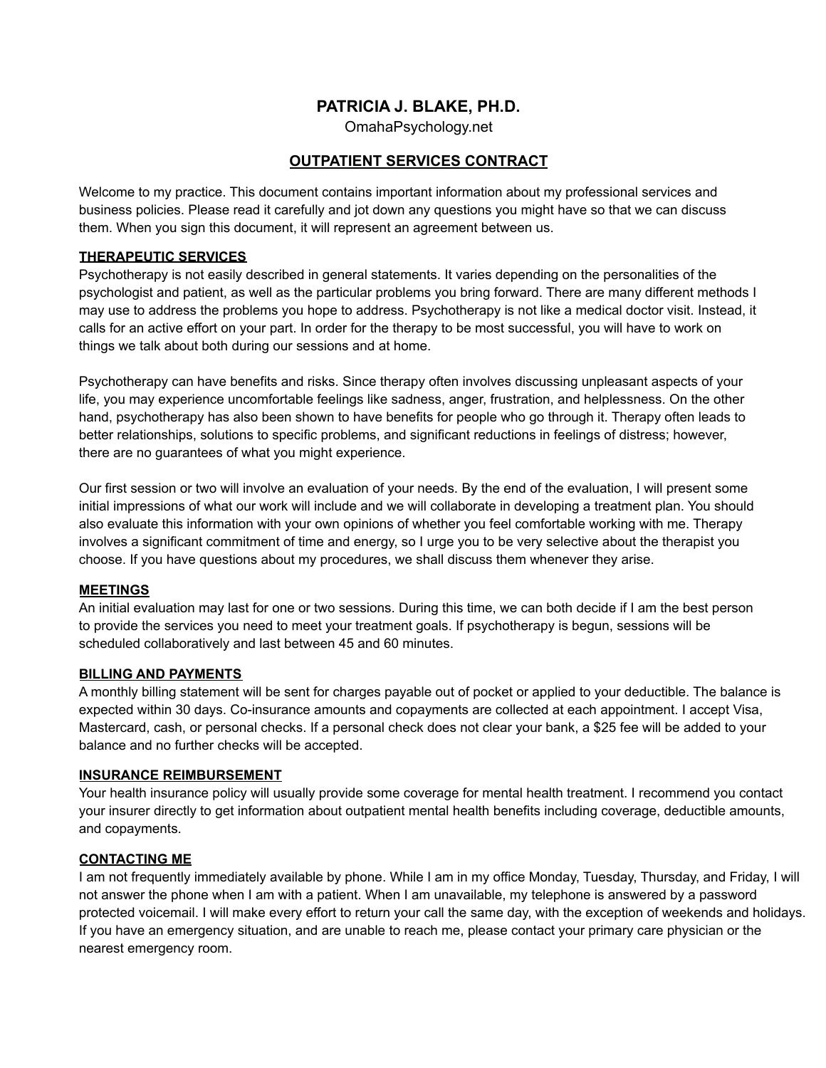# PATRICIA J. BLAKE, PH.D.

OmahaPsychology.net

## OUTPATIENT SERVICES CONTRACT

Welcome to my practice. This document contains important information about my professional services and business policies. Please read it carefully and jot down any questions you might have so that we can discuss them. When you sign this document, it will represent an agreement between us.

### THERAPEUTIC SERVICES

Psychotherapy is not easily described in general statements. It varies depending on the personalities of the psychologist and patient, as well as the particular problems you bring forward. There are many different methods I may use to address the problems you hope to address. Psychotherapy is not like a medical doctor visit. Instead, it calls for an active effort on your part. In order for the therapy to be most successful, you will have to work on things we talk about both during our sessions and at home.

Psychotherapy can have benefits and risks. Since therapy often involves discussing unpleasant aspects of your life, you may experience uncomfortable feelings like sadness, anger, frustration, and helplessness. On the other hand, psychotherapy has also been shown to have benefits for people who go through it. Therapy often leads to better relationships, solutions to specific problems, and significant reductions in feelings of distress; however, there are no guarantees of what you might experience.

Our first session or two will involve an evaluation of your needs. By the end of the evaluation, I will present some initial impressions of what our work will include and we will collaborate in developing a treatment plan. You should also evaluate this information with your own opinions of whether you feel comfortable working with me. Therapy involves a significant commitment of time and energy, so I urge you to be very selective about the therapist you choose. If you have questions about my procedures, we shall discuss them whenever they arise.

### MEETINGS

An initial evaluation may last for one or two sessions. During this time, we can both decide if I am the best person to provide the services you need to meet your treatment goals. If psychotherapy is begun, sessions will be scheduled collaboratively and last between 45 and 60 minutes.

### BILLING AND PAYMENTS

A monthly billing statement will be sent for charges payable out of pocket or applied to your deductible. The balance is expected within 30 days. Co-insurance amounts and copayments are collected at each appointment. I accept Visa, Mastercard, cash, or personal checks. If a personal check does not clear your bank, a $25 fee will be added to your balance and no further checks will be accepted.

### INSURANCE REIMBURSEMENT

Your health insurance policy will usually provide some coverage for mental health treatment. I recommend you contact your insurer directly to get information about outpatient mental health benefits including coverage, deductible amounts, and copayments.

### CONTACTING ME

I am not frequently immediately available by phone. While I am in my office Monday, Tuesday, Thursday, and Friday, I will not answer the phone when I am with a patient. When I am unavailable, my telephone is answered by a password protected voicemail. I will make every effort to return your call the same day, with the exception of weekends and holidays. If you have an emergency situation, and are unable to reach me, please contact your primary care physician or the nearest emergency room.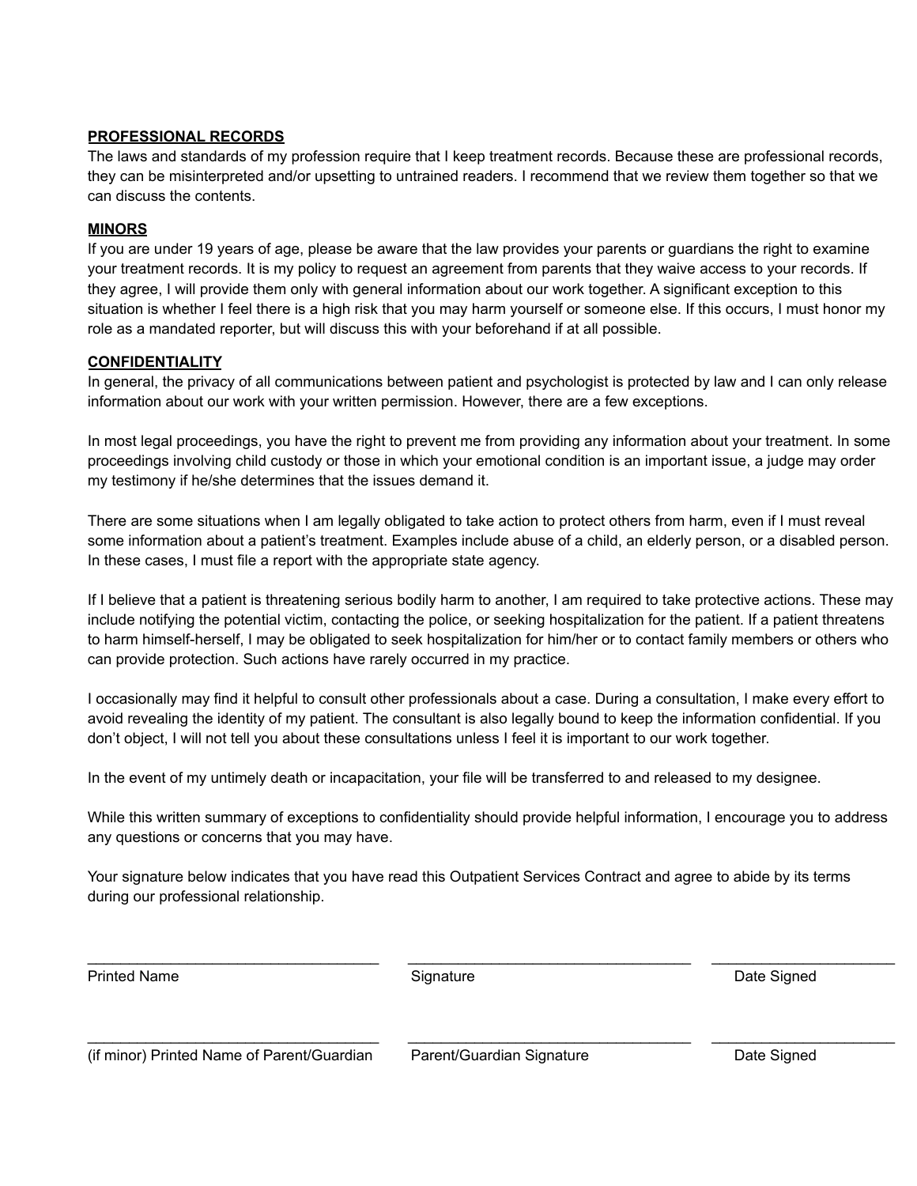**PROFESSIONAL RECORDS**

The laws and standards of my profession require that I keep treatment records. Because these are professional records, they can be misinterpreted and/or upsetting to untrained readers. I recommend that we review them together so that we can discuss the contents.

**MINORS**

If you are under 19 years of age, please be aware that the law provides your parents or guardians the right to examine your treatment records. It is my policy to request an agreement from parents that they waive access to your records. If they agree, I will provide them only with general information about our work together. A significant exception to this situation is whether I feel there is a high risk that you may harm yourself or someone else. If this occurs, I must honor my role as a mandated reporter, but will discuss this with your beforehand if at all possible.

**CONFIDENTIALITY**

In general, the privacy of all communications between patient and psychologist is protected by law and I can only release information about our work with your written permission. However, there are a few exceptions.

In most legal proceedings, you have the right to prevent me from providing any information about your treatment. In some proceedings involving child custody or those in which your emotional condition is an important issue, a judge may order my testimony if he/she determines that the issues demand it.

There are some situations when I am legally obligated to take action to protect others from harm, even if I must reveal some information about a patient's treatment. Examples include abuse of a child, an elderly person, or a disabled person. In these cases, I must file a report with the appropriate state agency.

If I believe that a patient is threatening serious bodily harm to another, I am required to take protective actions. These may include notifying the potential victim, contacting the police, or seeking hospitalization for the patient. If a patient threatens to harm himself-herself, I may be obligated to seek hospitalization for him/her or to contact family members or others who can provide protection. Such actions have rarely occurred in my practice.

I occasionally may find it helpful to consult other professionals about a case. During a consultation, I make every effort to avoid revealing the identity of my patient. The consultant is also legally bound to keep the information confidential. If you don't object, I will not tell you about these consultations unless I feel it is important to our work together.

In the event of my untimely death or incapacitation, your file will be transferred to and released to my designee.

While this written summary of exceptions to confidentiality should provide helpful information, I encourage you to address any questions or concerns that you may have.

Your signature below indicates that you have read this Outpatient Services Contract and agree to abide by its terms during our professional relationship.

| | | |
|---|---|---|
| ___________________________________ | ___________________________________ | ______________________ |
| Printed Name | Signature | Date Signed |
| ___________________________________ | ___________________________________ | ______________________ |
| (if minor) Printed Name of Parent/Guardian | Parent/Guardian Signature | Date Signed |